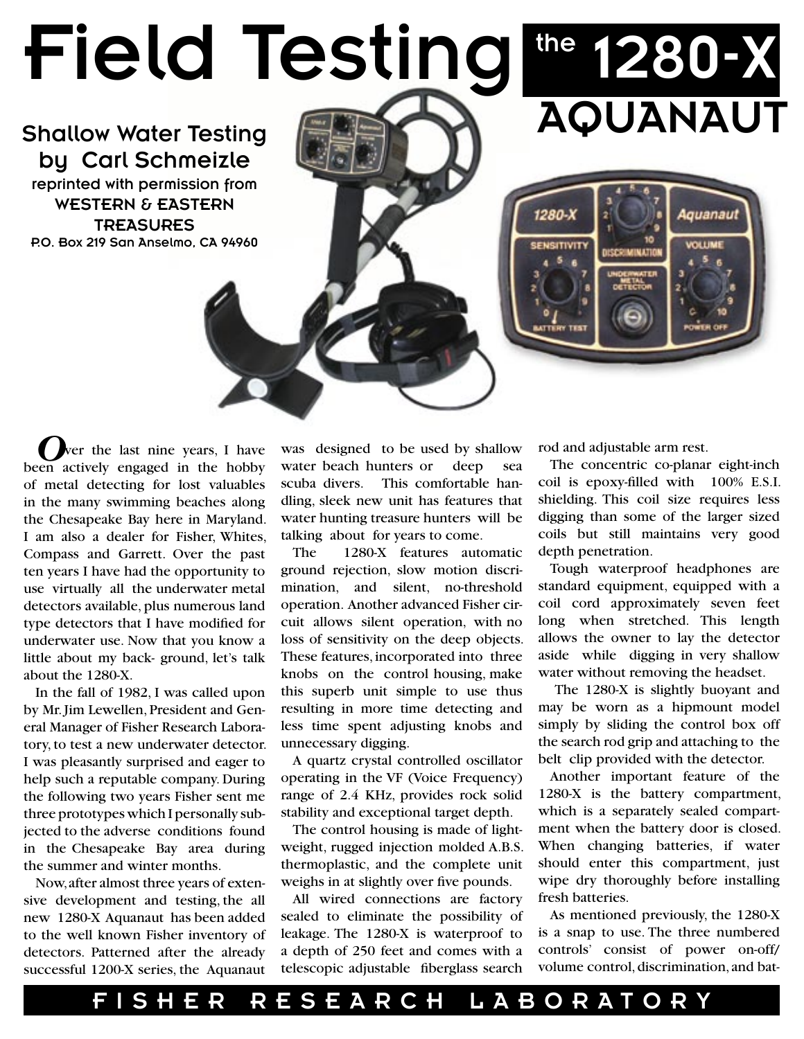# Field Testing the 1280-X AQUANAUT

## Shallow Water Testing by Carl Schmeizle

reprinted with permission from
**WESTERN & EASTERN TREASURES**
P.O. Box 219 San Anselmo, CA 94960

**O**ver the last nine years, I have been actively engaged in the hobby of metal detecting for lost valuables in the many swimming beaches along the Chesapeake Bay here in Maryland. I am also a dealer for Fisher, Whites, Compass and Garrett. Over the past ten years I have had the opportunity to use virtually all the underwater metal detectors available, plus numerous land type detectors that I have modified for underwater use. Now that you know a little about my back- ground, let's talk about the 1280-X.

In the fall of 1982, I was called upon by Mr. Jim Lewellen, President and General Manager of Fisher Research Laboratory, to test a new underwater detector. I was pleasantly surprised and eager to help such a reputable company. During the following two years Fisher sent me three prototypes which I personally subjected to the adverse conditions found in the Chesapeake Bay area during the summer and winter months.

Now, after almost three years of extensive development and testing, the all new 1280-X Aquanaut has been added to the well known Fisher inventory of detectors. Patterned after the already successful 1200-X series, the Aquanaut was designed to be used by shallow water beach hunters or deep sea scuba divers. This comfortable handling, sleek new unit has features that water hunting treasure hunters will be talking about for years to come.

The 1280-X features automatic ground rejection, slow motion discrimination, and silent, no-threshold operation. Another advanced Fisher circuit allows silent operation, with no loss of sensitivity on the deep objects. These features, incorporated into three knobs on the control housing, make this superb unit simple to use thus resulting in more time detecting and less time spent adjusting knobs and unnecessary digging.

A quartz crystal controlled oscillator operating in the VF (Voice Frequency) range of 2.4 KHz, provides rock solid stability and exceptional target depth.

The control housing is made of lightweight, rugged injection molded A.B.S. thermoplastic, and the complete unit weighs in at slightly over five pounds.

All wired connections are factory sealed to eliminate the possibility of leakage. The 1280-X is waterproof to a depth of 250 feet and comes with a telescopic adjustable fiberglass search rod and adjustable arm rest.

The concentric co-planar eight-inch coil is epoxy-filled with 100% E.S.I. shielding. This coil size requires less digging than some of the larger sized coils but still maintains very good depth penetration.

Tough waterproof headphones are standard equipment, equipped with a coil cord approximately seven feet long when stretched. This length allows the owner to lay the detector aside while digging in very shallow water without removing the headset.

The 1280-X is slightly buoyant and may be worn as a hipmount model simply by sliding the control box off the search rod grip and attaching to the belt clip provided with the detector.

Another important feature of the 1280-X is the battery compartment, which is a separately sealed compartment when the battery door is closed. When changing batteries, if water should enter this compartment, just wipe dry thoroughly before installing fresh batteries.

As mentioned previously, the 1280-X is a snap to use. The three numbered controls' consist of power on-off/ volume control, discrimination, and bat-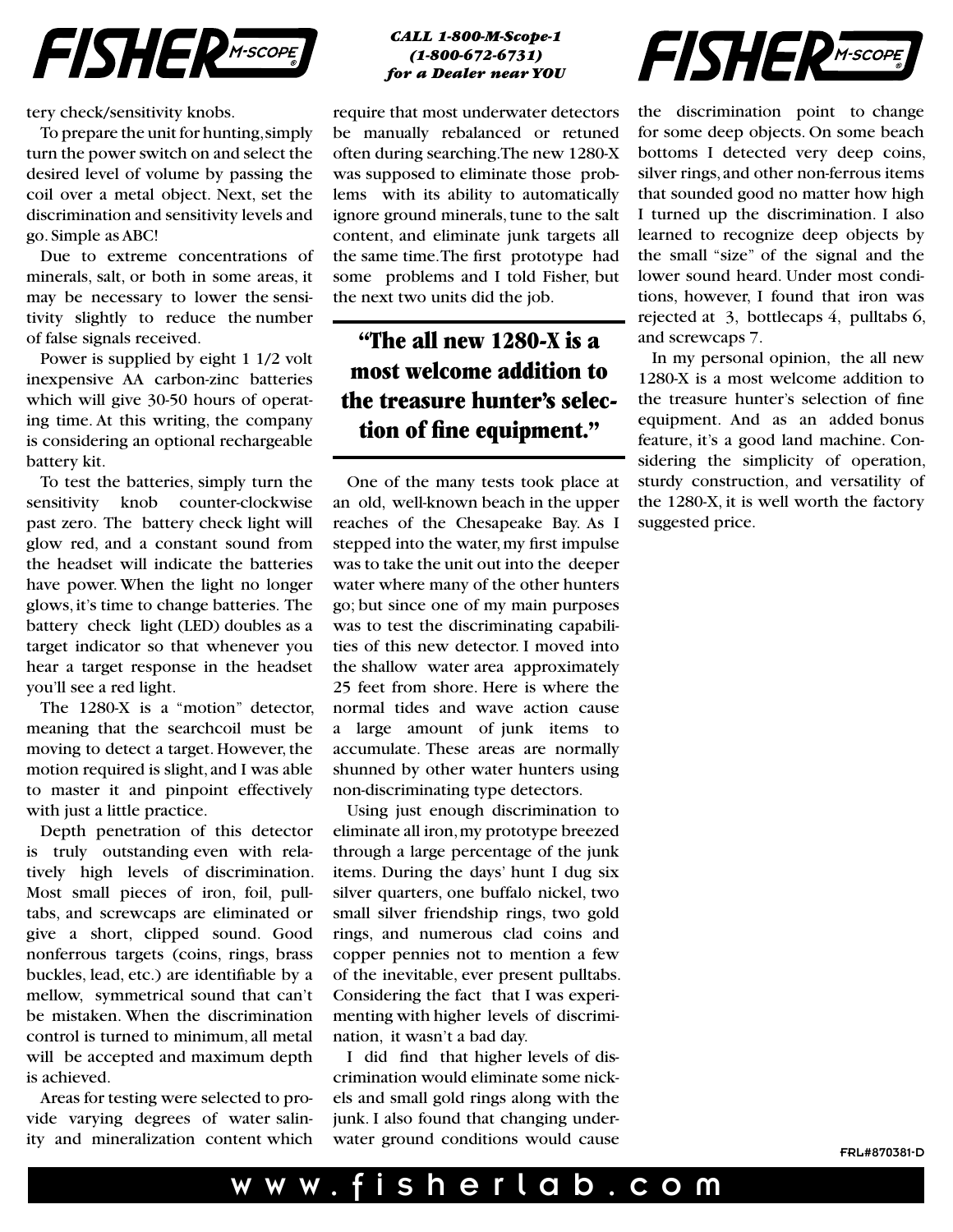tery check/sensitivity knobs.

To prepare the unit for hunting, simply turn the power switch on and select the desired level of volume by passing the coil over a metal object. Next, set the discrimination and sensitivity levels and go. Simple as ABC!

Due to extreme concentrations of minerals, salt, or both in some areas, it may be necessary to lower the sensitivity slightly to reduce the number of false signals received.

Power is supplied by eight 1 1/2 volt inexpensive AA carbon-zinc batteries which will give 30-50 hours of operating time. At this writing, the company is considering an optional rechargeable battery kit.

To test the batteries, simply turn the sensitivity knob counter-clockwise past zero. The battery check light will glow red, and a constant sound from the headset will indicate the batteries have power. When the light no longer glows, it's time to change batteries. The battery check light (LED) doubles as a target indicator so that whenever you hear a target response in the headset you'll see a red light.

The 1280-X is a "motion" detector, meaning that the searchcoil must be moving to detect a target. However, the motion required is slight, and I was able to master it and pinpoint effectively with just a little practice.

Depth penetration of this detector is truly outstanding even with relatively high levels of discrimination. Most small pieces of iron, foil, pulltabs, and screwcaps are eliminated or give a short, clipped sound. Good nonferrous targets (coins, rings, brass buckles, lead, etc.) are identifiable by a mellow, symmetrical sound that can't be mistaken. When the discrimination control is turned to minimum, all metal will be accepted and maximum depth is achieved.

Areas for testing were selected to provide varying degrees of water salinity and mineralization content which require that most underwater detectors be manually rebalanced or retuned often during searching. The new 1280-X was supposed to eliminate those problems with its ability to automatically ignore ground minerals, tune to the salt content, and eliminate junk targets all the same time. The first prototype had some problems and I told Fisher, but the next two units did the job.

**"The all new 1280-X is a most welcome addition to the treasure hunter's selection of fine equipment."**

One of the many tests took place at an old, well-known beach in the upper reaches of the Chesapeake Bay. As I stepped into the water, my first impulse was to take the unit out into the deeper water where many of the other hunters go; but since one of my main purposes was to test the discriminating capabilities of this new detector. I moved into the shallow water area approximately 25 feet from shore. Here is where the normal tides and wave action cause a large amount of junk items to accumulate. These areas are normally shunned by other water hunters using non-discriminating type detectors.

Using just enough discrimination to eliminate all iron, my prototype breezed through a large percentage of the junk items. During the days' hunt I dug six silver quarters, one buffalo nickel, two small silver friendship rings, two gold rings, and numerous clad coins and copper pennies not to mention a few of the inevitable, ever present pulltabs. Considering the fact that I was experimenting with higher levels of discrimination, it wasn't a bad day.

I did find that higher levels of discrimination would eliminate some nickels and small gold rings along with the junk. I also found that changing underwater ground conditions would cause the discrimination point to change for some deep objects. On some beach bottoms I detected very deep coins, silver rings, and other non-ferrous items that sounded good no matter how high I turned up the discrimination. I also learned to recognize deep objects by the small "size" of the signal and the lower sound heard. Under most conditions, however, I found that iron was rejected at 3, bottlecaps 4, pulltabs 6, and screwcaps 7.

In my personal opinion, the all new 1280-X is a most welcome addition to the treasure hunter's selection of fine equipment. And as an added bonus feature, it's a good land machine. Considering the simplicity of operation, sturdy construction, and versatility of the 1280-X, it is well worth the factory suggested price.

FRL#870381-D